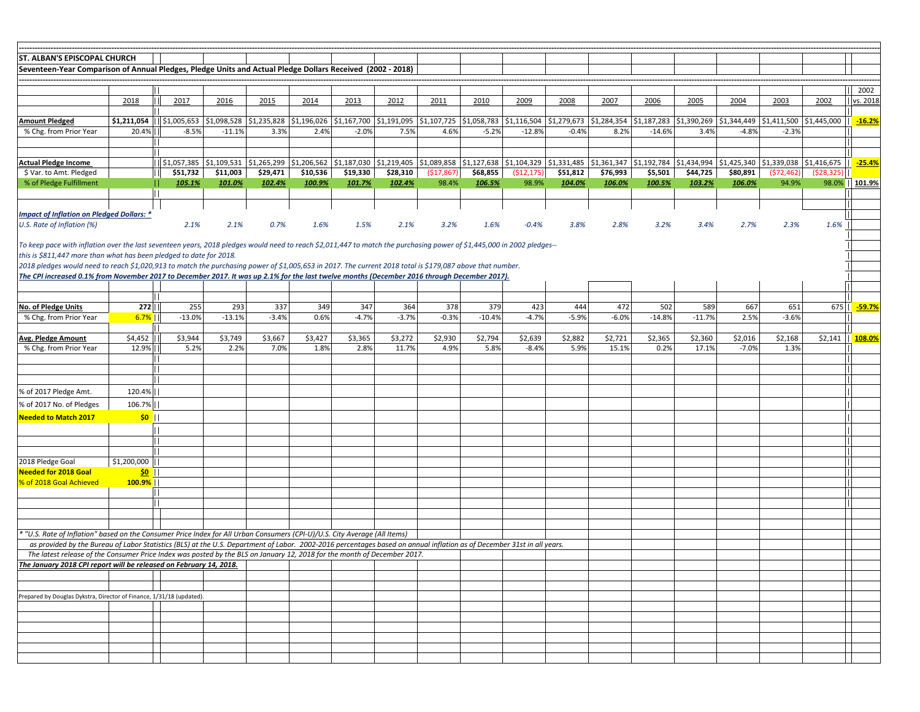# ST. ALBAN'S EPISCOPAL CHURCH

## Seventeen-Year Comparison of Annual Pledges, Pledge Units and Actual Pledge Dollars Received (2002 - 2018)

| | 2018 | 2017 | 2016 | 2015 | 2014 | 2013 | 2012 | 2011 | 2010 | 2009 | 2008 | 2007 | 2006 | 2005 | 2004 | 2003 | 2002 | 2002 vs. 2018 |
|---|---|---|---|---|---|---|---|---|---|---|---|---|---|---|---|---|---|---|
| **Amount Pledged** | **$1,211,054** | $1,005,653 | $1,098,528 | $1,235,828 | $1,196,026 | $1,167,700 | $1,191,095 | $1,107,725 | $1,058,783 | $1,116,504 | $1,279,673 | $1,284,354 | $1,187,283 | $1,390,269 | $1,344,449 | $1,411,500 | $1,445,000 | **-16.2%** |
| % Chg. from Prior Year | 20.4% | -8.5% | -11.1% | 3.3% | 2.4% | -2.0% | 7.5% | 4.6% | -5.2% | -12.8% | -0.4% | 8.2% | -14.6% | 3.4% | -4.8% | -2.3% | | |
| | | | | | | | | | | | | | | | | | | |
| **Actual Pledge Income** | | $1,057,385 | $1,109,531 | $1,265,299 | $1,206,562 | $1,187,030 | $1,219,405 | $1,089,858 | $1,127,638 | $1,104,329 | $1,331,485 | $1,361,347 | $1,192,784 | $1,434,994 | $1,425,340 | $1,339,038 | $1,416,675 | **-25.4%** |
| $ Var. to Amt. Pledged | | **$51,732** | **$11,003** | **$29,471** | **$10,536** | **$19,330** | **$28,310** | ($17,867) | **$68,855** | ($12,175) | **$51,812** | **$76,993** | **$5,501** | **$44,725** | **$80,891** | ($72,462) | ($28,325) | |
| % of Pledge Fulfillment | | ***105.1%*** | ***101.0%*** | ***102.4%*** | ***100.9%*** | ***101.7%*** | ***102.4%*** | 98.4% | ***106.5%*** | 98.9% | ***104.0%*** | ***106.0%*** | ***100.5%*** | ***103.2%*** | ***106.0%*** | 94.9% | 98.0% | **101.9%** |
| | | | | | | | | | | | | | | | | | | |
| ***Impact of Inflation on Pledged Dollars: **** | | | | | | | | | | | | | | | | | | |
| *U.S. Rate of Inflation (%)* | | *2.1%* | *2.1%* | *0.7%* | *1.6%* | *1.5%* | *2.1%* | *3.2%* | *1.6%* | *-0.4%* | *3.8%* | *2.8%* | *3.2%* | *3.4%* | *2.7%* | *2.3%* | *1.6%* | |

*To keep pace with inflation over the last seventeen years, 2018 pledges would need to reach $2,011,447 to match the purchasing power of $1,445,000 in 2002 pledges--*
*this is $811,447 more than what has been pledged to date for 2018.*
*2018 pledges would need to reach $1,020,913 to match the purchasing power of $1,005,653 in 2017. The current 2018 total is $179,087 above that number.*
***The CPI increased 0.1% from November 2017 to December 2017. It was up 2.1% for the last twelve months (December 2016 through December 2017).***

| | 2018 | 2017 | 2016 | 2015 | 2014 | 2013 | 2012 | 2011 | 2010 | 2009 | 2008 | 2007 | 2006 | 2005 | 2004 | 2003 | 2002 | 2002 vs. 2018 |
|---|---|---|---|---|---|---|---|---|---|---|---|---|---|---|---|---|---|---|
| **No. of Pledge Units** | **272** | 255 | 293 | 337 | 349 | 347 | 364 | 378 | 379 | 423 | 444 | 472 | 502 | 589 | 667 | 651 | 675 | **-59.7%** |
| % Chg. from Prior Year | 6.7% | -13.0% | -13.1% | -3.4% | 0.6% | -4.7% | -3.7% | -0.3% | -10.4% | -4.7% | -5.9% | -6.0% | -14.8% | -11.7% | 2.5% | -3.6% | | |
| | | | | | | | | | | | | | | | | | | |
| **Avg. Pledge Amount** | $4,452 | $3,944 | $3,749 | $3,667 | $3,427 | $3,365 | $3,272 | $2,930 | $2,794 | $2,639 | $2,882 | $2,721 | $2,365 | $2,360 | $2,016 | $2,168 | $2,141 | **108.0%** |
| % Chg. from Prior Year | 12.9% | 5.2% | 2.2% | 7.0% | 1.8% | 2.8% | 11.7% | 4.9% | 5.8% | -8.4% | 5.9% | 15.1% | 0.2% | 17.1% | -7.0% | 1.3% | | |

| | |
|---|---|
| % of 2017 Pledge Amt. | 120.4% |
| % of 2017 No. of Pledges | 106.7% |
| **Needed to Match 2017** | **$0** |
| | |
| 2018 Pledge Goal | $1,200,000 |
| **Needed for 2018 Goal** | **$0** |
| % of 2018 Goal Achieved | **100.9%** |

*\* "U.S. Rate of Inflation" based on the Consumer Price Index for All Urban Consumers (CPI-U)/U.S. City Average (All Items)*
*as provided by the Bureau of Labor Statistics (BLS) at the U.S. Department of Labor. 2002-2016 percentages based on annual inflation as of December 31st in all years.*
*The latest release of the Consumer Price Index was posted by the BLS on January 12, 2018 for the month of December 2017.*
***The January 2018 CPI report will be released on February 14, 2018.***

Prepared by Douglas Dykstra, Director of Finance, 1/31/18 (updated).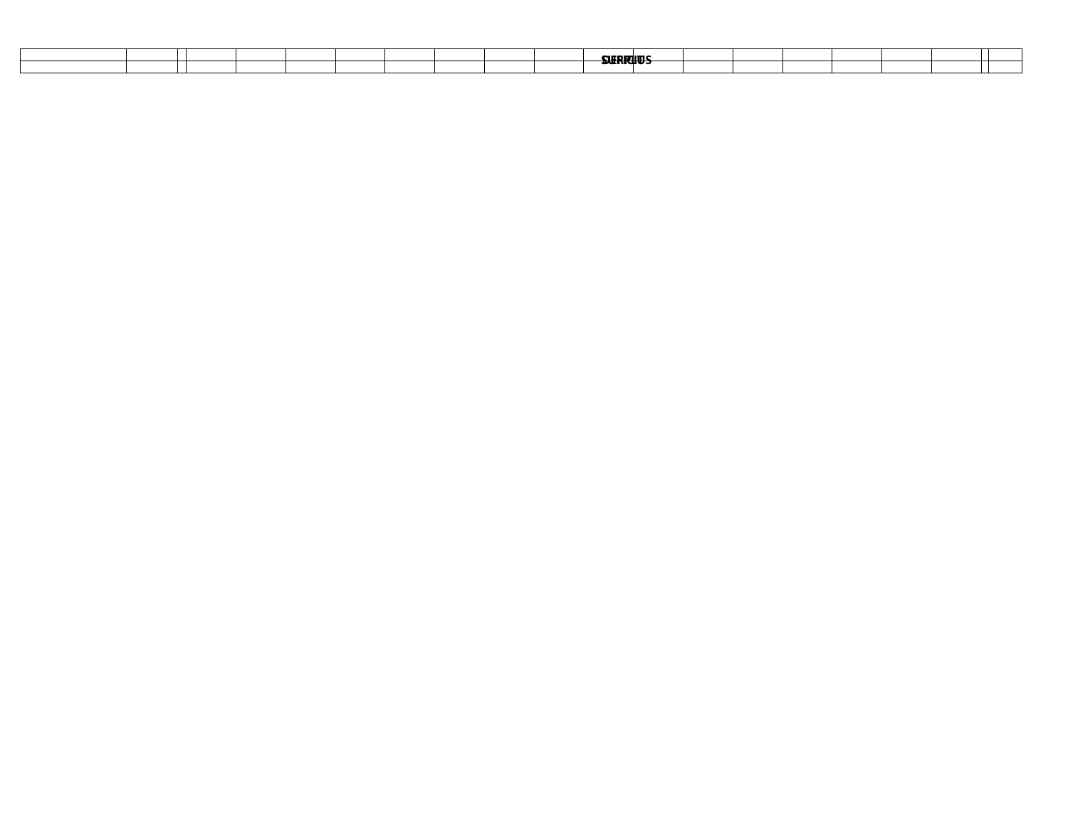| | | | | | | | | | | | | | | | | | | | | |
|---|---|---|---|---|---|---|---|---|---|---|---|---|---|---|---|---|---|---|---|---|
| | | | | | | | | | | | SUERICIUS | | | | | | | | | |
| | | | | | | | | | | | | | | | | | | | | |